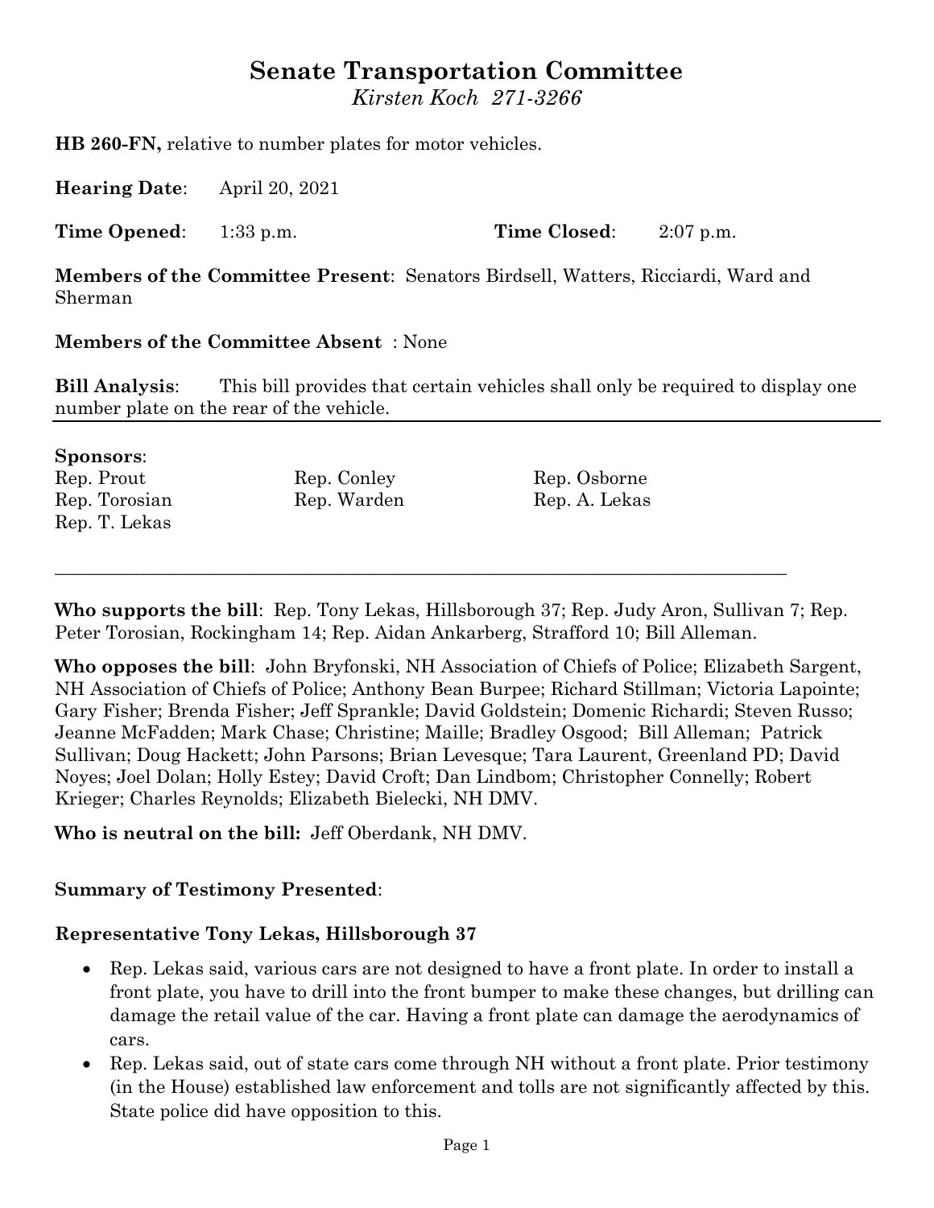# Senate Transportation Committee

*Kirsten Koch 271-3266*

**HB 260-FN,** relative to number plates for motor vehicles.

**Hearing Date**: April 20, 2021

**Time Opened**: 1:33 p.m. **Time Closed**: 2:07 p.m.

**Members of the Committee Present**: Senators Birdsell, Watters, Ricciardi, Ward and Sherman

**Members of the Committee Absent** : None

**Bill Analysis**: This bill provides that certain vehicles shall only be required to display one number plate on the rear of the vehicle.

**Sponsors**:

| | | |
|---|---|---|
| Rep. Prout | Rep. Conley | Rep. Osborne |
| Rep. Torosian | Rep. Warden | Rep. A. Lekas |
| Rep. T. Lekas | | |

**Who supports the bill**: Rep. Tony Lekas, Hillsborough 37; Rep. Judy Aron, Sullivan 7; Rep. Peter Torosian, Rockingham 14; Rep. Aidan Ankarberg, Strafford 10; Bill Alleman.

**Who opposes the bill**: John Bryfonski, NH Association of Chiefs of Police; Elizabeth Sargent, NH Association of Chiefs of Police; Anthony Bean Burpee; Richard Stillman; Victoria Lapointe; Gary Fisher; Brenda Fisher; Jeff Sprankle; David Goldstein; Domenic Richardi; Steven Russo; Jeanne McFadden; Mark Chase; Christine; Maille; Bradley Osgood; Bill Alleman; Patrick Sullivan; Doug Hackett; John Parsons; Brian Levesque; Tara Laurent, Greenland PD; David Noyes; Joel Dolan; Holly Estey; David Croft; Dan Lindbom; Christopher Connelly; Robert Krieger; Charles Reynolds; Elizabeth Bielecki, NH DMV.

**Who is neutral on the bill:** Jeff Oberdank, NH DMV.

**Summary of Testimony Presented**:

**Representative Tony Lekas, Hillsborough 37**

- Rep. Lekas said, various cars are not designed to have a front plate. In order to install a front plate, you have to drill into the front bumper to make these changes, but drilling can damage the retail value of the car. Having a front plate can damage the aerodynamics of cars.
- Rep. Lekas said, out of state cars come through NH without a front plate. Prior testimony (in the House) established law enforcement and tolls are not significantly affected by this. State police did have opposition to this.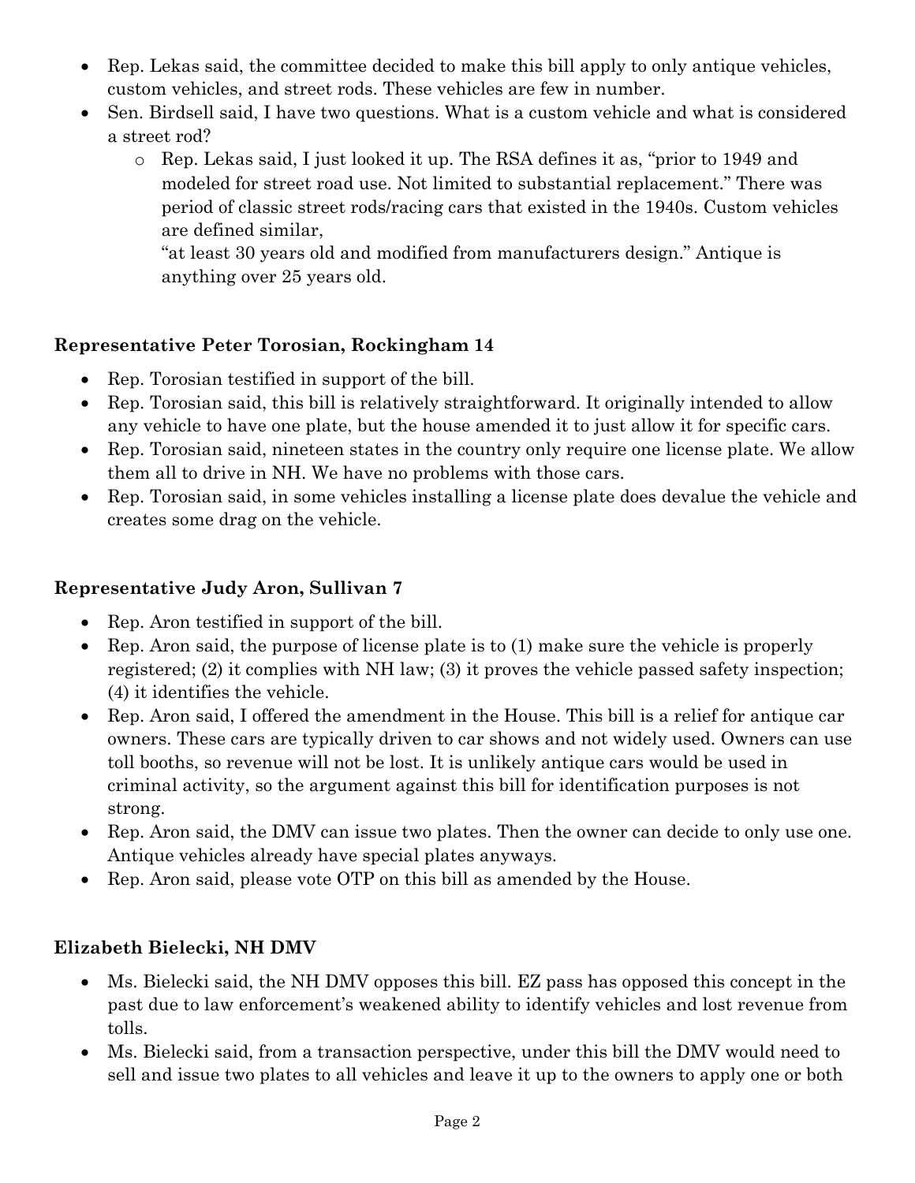- Rep. Lekas said, the committee decided to make this bill apply to only antique vehicles, custom vehicles, and street rods. These vehicles are few in number.
- Sen. Birdsell said, I have two questions. What is a custom vehicle and what is considered a street rod?
  - Rep. Lekas said, I just looked it up. The RSA defines it as, "prior to 1949 and modeled for street road use. Not limited to substantial replacement." There was period of classic street rods/racing cars that existed in the 1940s. Custom vehicles are defined similar,
    "at least 30 years old and modified from manufacturers design." Antique is anything over 25 years old.

**Representative Peter Torosian, Rockingham 14**

- Rep. Torosian testified in support of the bill.
- Rep. Torosian said, this bill is relatively straightforward. It originally intended to allow any vehicle to have one plate, but the house amended it to just allow it for specific cars.
- Rep. Torosian said, nineteen states in the country only require one license plate. We allow them all to drive in NH. We have no problems with those cars.
- Rep. Torosian said, in some vehicles installing a license plate does devalue the vehicle and creates some drag on the vehicle.

**Representative Judy Aron, Sullivan 7**

- Rep. Aron testified in support of the bill.
- Rep. Aron said, the purpose of license plate is to (1) make sure the vehicle is properly registered; (2) it complies with NH law; (3) it proves the vehicle passed safety inspection; (4) it identifies the vehicle.
- Rep. Aron said, I offered the amendment in the House. This bill is a relief for antique car owners. These cars are typically driven to car shows and not widely used. Owners can use toll booths, so revenue will not be lost. It is unlikely antique cars would be used in criminal activity, so the argument against this bill for identification purposes is not strong.
- Rep. Aron said, the DMV can issue two plates. Then the owner can decide to only use one. Antique vehicles already have special plates anyways.
- Rep. Aron said, please vote OTP on this bill as amended by the House.

**Elizabeth Bielecki, NH DMV**

- Ms. Bielecki said, the NH DMV opposes this bill. EZ pass has opposed this concept in the past due to law enforcement's weakened ability to identify vehicles and lost revenue from tolls.
- Ms. Bielecki said, from a transaction perspective, under this bill the DMV would need to sell and issue two plates to all vehicles and leave it up to the owners to apply one or both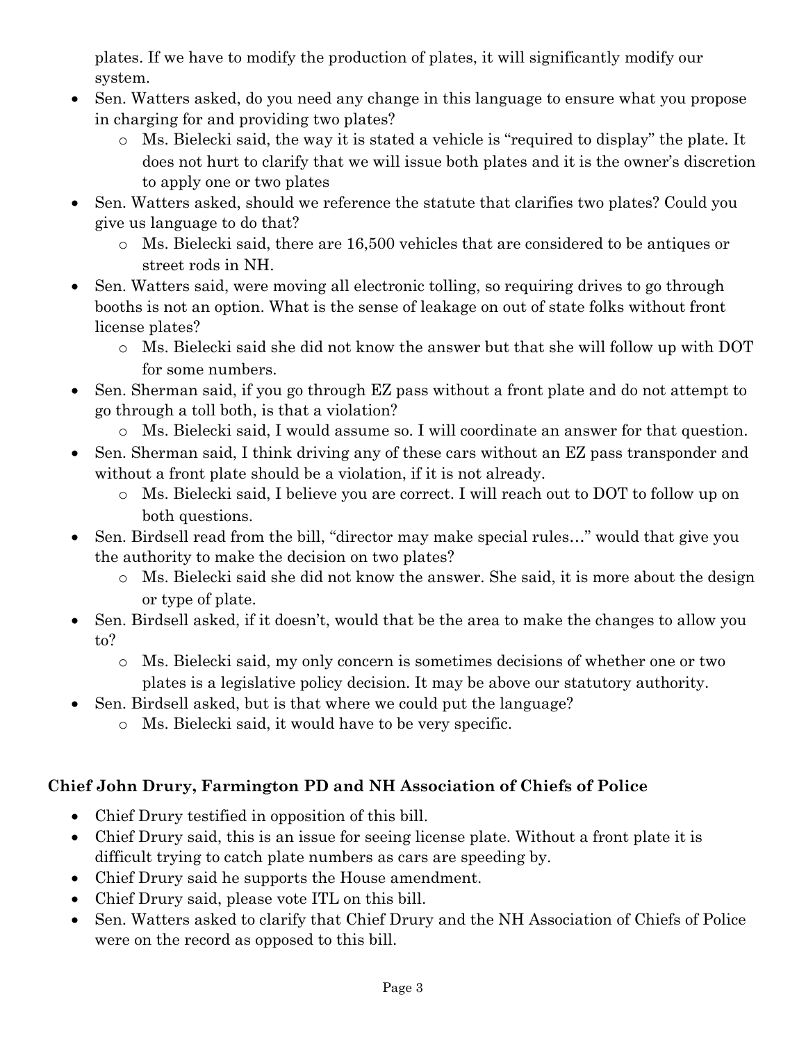plates. If we have to modify the production of plates, it will significantly modify our system.

- Sen. Watters asked, do you need any change in this language to ensure what you propose in charging for and providing two plates?
  - Ms. Bielecki said, the way it is stated a vehicle is "required to display" the plate. It does not hurt to clarify that we will issue both plates and it is the owner's discretion to apply one or two plates
- Sen. Watters asked, should we reference the statute that clarifies two plates? Could you give us language to do that?
  - Ms. Bielecki said, there are 16,500 vehicles that are considered to be antiques or street rods in NH.
- Sen. Watters said, were moving all electronic tolling, so requiring drives to go through booths is not an option. What is the sense of leakage on out of state folks without front license plates?
  - Ms. Bielecki said she did not know the answer but that she will follow up with DOT for some numbers.
- Sen. Sherman said, if you go through EZ pass without a front plate and do not attempt to go through a toll both, is that a violation?
  - Ms. Bielecki said, I would assume so. I will coordinate an answer for that question.
- Sen. Sherman said, I think driving any of these cars without an EZ pass transponder and without a front plate should be a violation, if it is not already.
  - Ms. Bielecki said, I believe you are correct. I will reach out to DOT to follow up on both questions.
- Sen. Birdsell read from the bill, "director may make special rules…" would that give you the authority to make the decision on two plates?
  - Ms. Bielecki said she did not know the answer. She said, it is more about the design or type of plate.
- Sen. Birdsell asked, if it doesn't, would that be the area to make the changes to allow you to?
  - Ms. Bielecki said, my only concern is sometimes decisions of whether one or two plates is a legislative policy decision. It may be above our statutory authority.
- Sen. Birdsell asked, but is that where we could put the language?
  - Ms. Bielecki said, it would have to be very specific.

**Chief John Drury, Farmington PD and NH Association of Chiefs of Police**

- Chief Drury testified in opposition of this bill.
- Chief Drury said, this is an issue for seeing license plate. Without a front plate it is difficult trying to catch plate numbers as cars are speeding by.
- Chief Drury said he supports the House amendment.
- Chief Drury said, please vote ITL on this bill.
- Sen. Watters asked to clarify that Chief Drury and the NH Association of Chiefs of Police were on the record as opposed to this bill.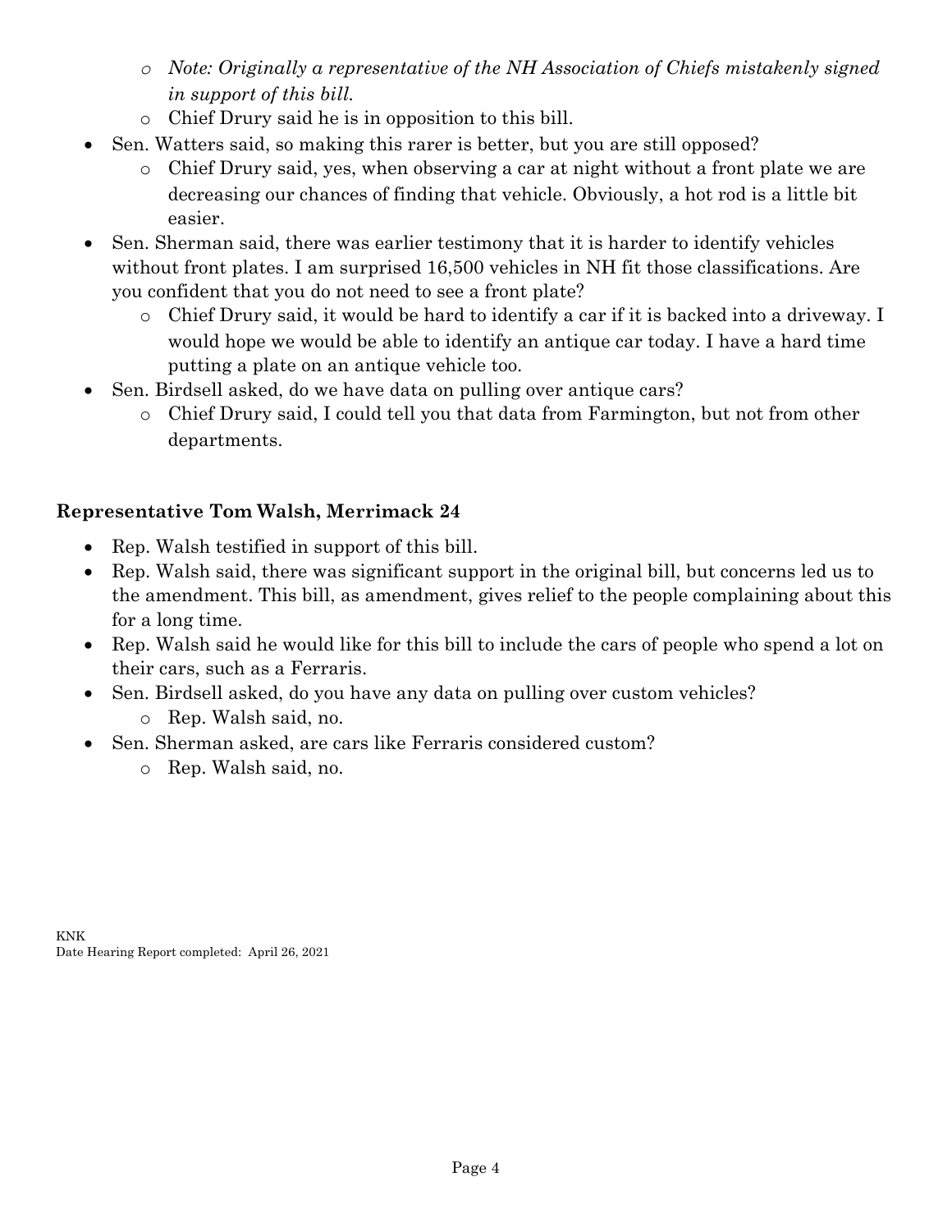- *Note: Originally a representative of the NH Association of Chiefs mistakenly signed in support of this bill.*
    - Chief Drury said he is in opposition to this bill.
- Sen. Watters said, so making this rarer is better, but you are still opposed?
    - Chief Drury said, yes, when observing a car at night without a front plate we are decreasing our chances of finding that vehicle. Obviously, a hot rod is a little bit easier.
- Sen. Sherman said, there was earlier testimony that it is harder to identify vehicles without front plates. I am surprised 16,500 vehicles in NH fit those classifications. Are you confident that you do not need to see a front plate?
    - Chief Drury said, it would be hard to identify a car if it is backed into a driveway. I would hope we would be able to identify an antique car today. I have a hard time putting a plate on an antique vehicle too.
- Sen. Birdsell asked, do we have data on pulling over antique cars?
    - Chief Drury said, I could tell you that data from Farmington, but not from other departments.

**Representative Tom Walsh, Merrimack 24**

- Rep. Walsh testified in support of this bill.
- Rep. Walsh said, there was significant support in the original bill, but concerns led us to the amendment. This bill, as amendment, gives relief to the people complaining about this for a long time.
- Rep. Walsh said he would like for this bill to include the cars of people who spend a lot on their cars, such as a Ferraris.
- Sen. Birdsell asked, do you have any data on pulling over custom vehicles?
    - Rep. Walsh said, no.
- Sen. Sherman asked, are cars like Ferraris considered custom?
    - Rep. Walsh said, no.

KNK
Date Hearing Report completed: April 26, 2021